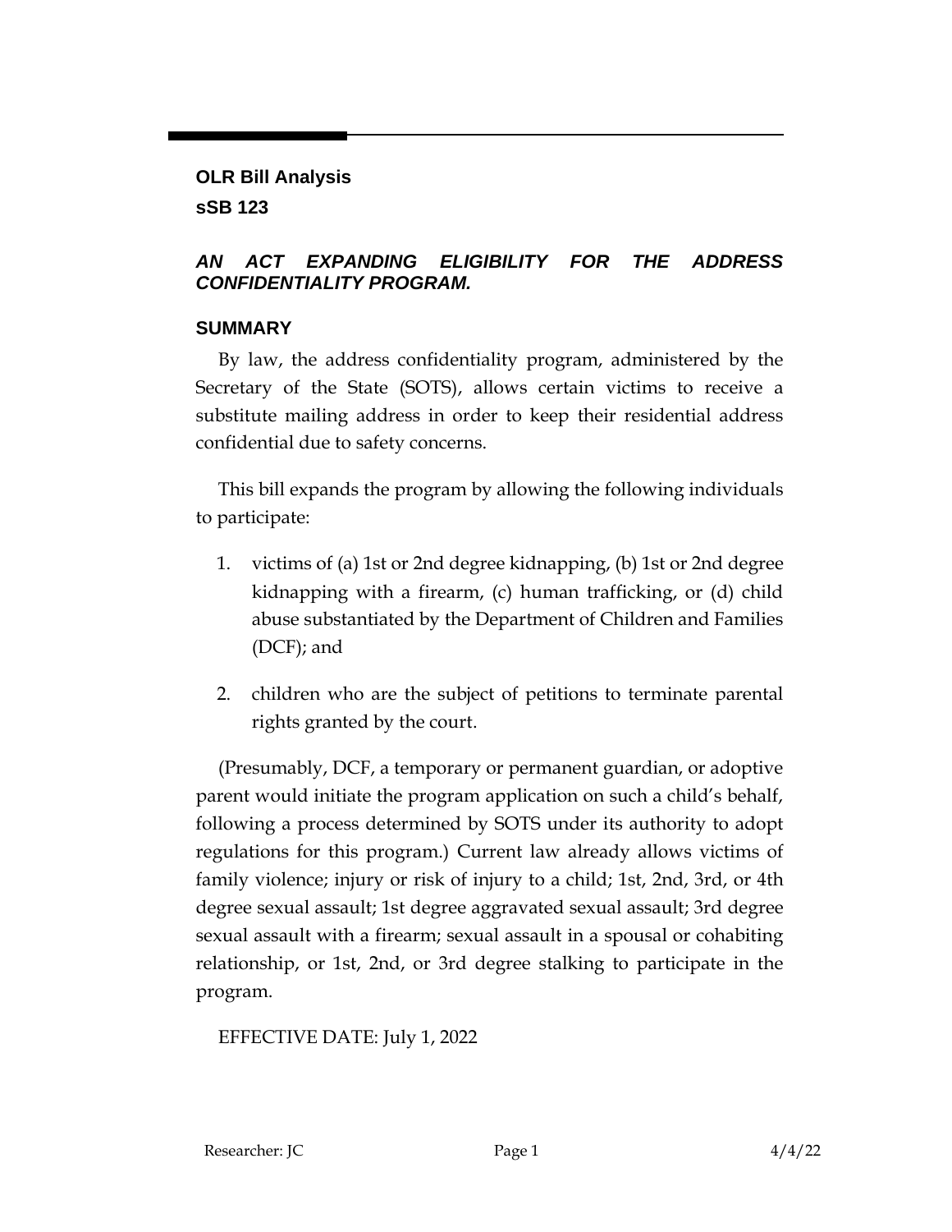**OLR Bill Analysis**

**sSB 123**

### *AN ACT EXPANDING ELIGIBILITY FOR THE ADDRESS CONFIDENTIALITY PROGRAM.*

### SUMMARY

By law, the address confidentiality program, administered by the Secretary of the State (SOTS), allows certain victims to receive a substitute mailing address in order to keep their residential address confidential due to safety concerns.

This bill expands the program by allowing the following individuals to participate:

1. victims of (a) 1st or 2nd degree kidnapping, (b) 1st or 2nd degree kidnapping with a firearm, (c) human trafficking, or (d) child abuse substantiated by the Department of Children and Families (DCF); and
2. children who are the subject of petitions to terminate parental rights granted by the court.

(Presumably, DCF, a temporary or permanent guardian, or adoptive parent would initiate the program application on such a child's behalf, following a process determined by SOTS under its authority to adopt regulations for this program.) Current law already allows victims of family violence; injury or risk of injury to a child; 1st, 2nd, 3rd, or 4th degree sexual assault; 1st degree aggravated sexual assault; 3rd degree sexual assault with a firearm; sexual assault in a spousal or cohabiting relationship, or 1st, 2nd, or 3rd degree stalking to participate in the program.

EFFECTIVE DATE: July 1, 2022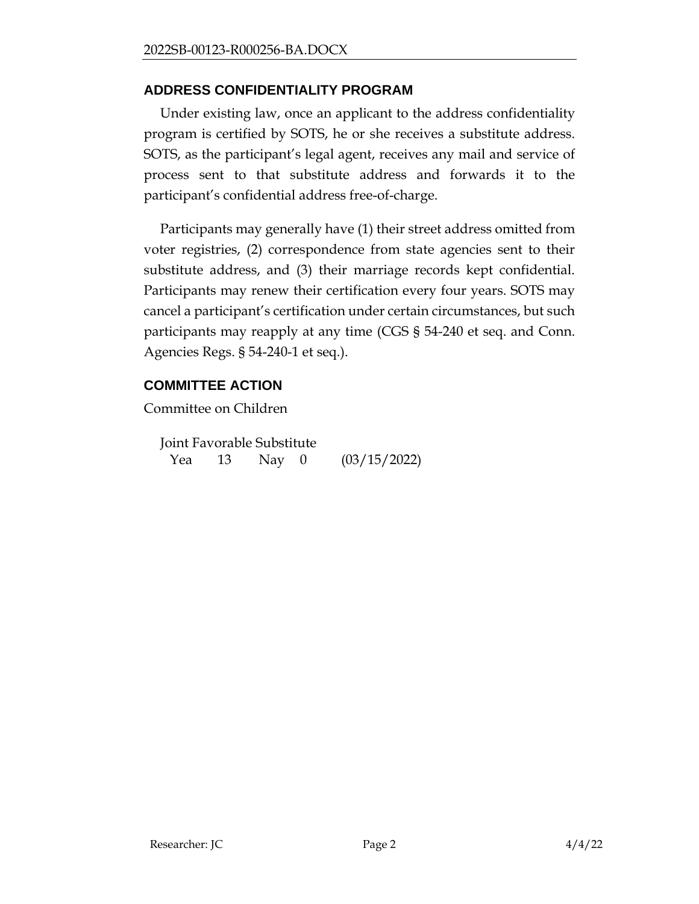## ADDRESS CONFIDENTIALITY PROGRAM

Under existing law, once an applicant to the address confidentiality program is certified by SOTS, he or she receives a substitute address. SOTS, as the participant's legal agent, receives any mail and service of process sent to that substitute address and forwards it to the participant's confidential address free-of-charge.

Participants may generally have (1) their street address omitted from voter registries, (2) correspondence from state agencies sent to their substitute address, and (3) their marriage records kept confidential. Participants may renew their certification every four years. SOTS may cancel a participant's certification under certain circumstances, but such participants may reapply at any time (CGS § 54-240 et seq. and Conn. Agencies Regs. § 54-240-1 et seq.).

## COMMITTEE ACTION

Committee on Children

Joint Favorable Substitute
Yea 13 Nay 0 (03/15/2022)